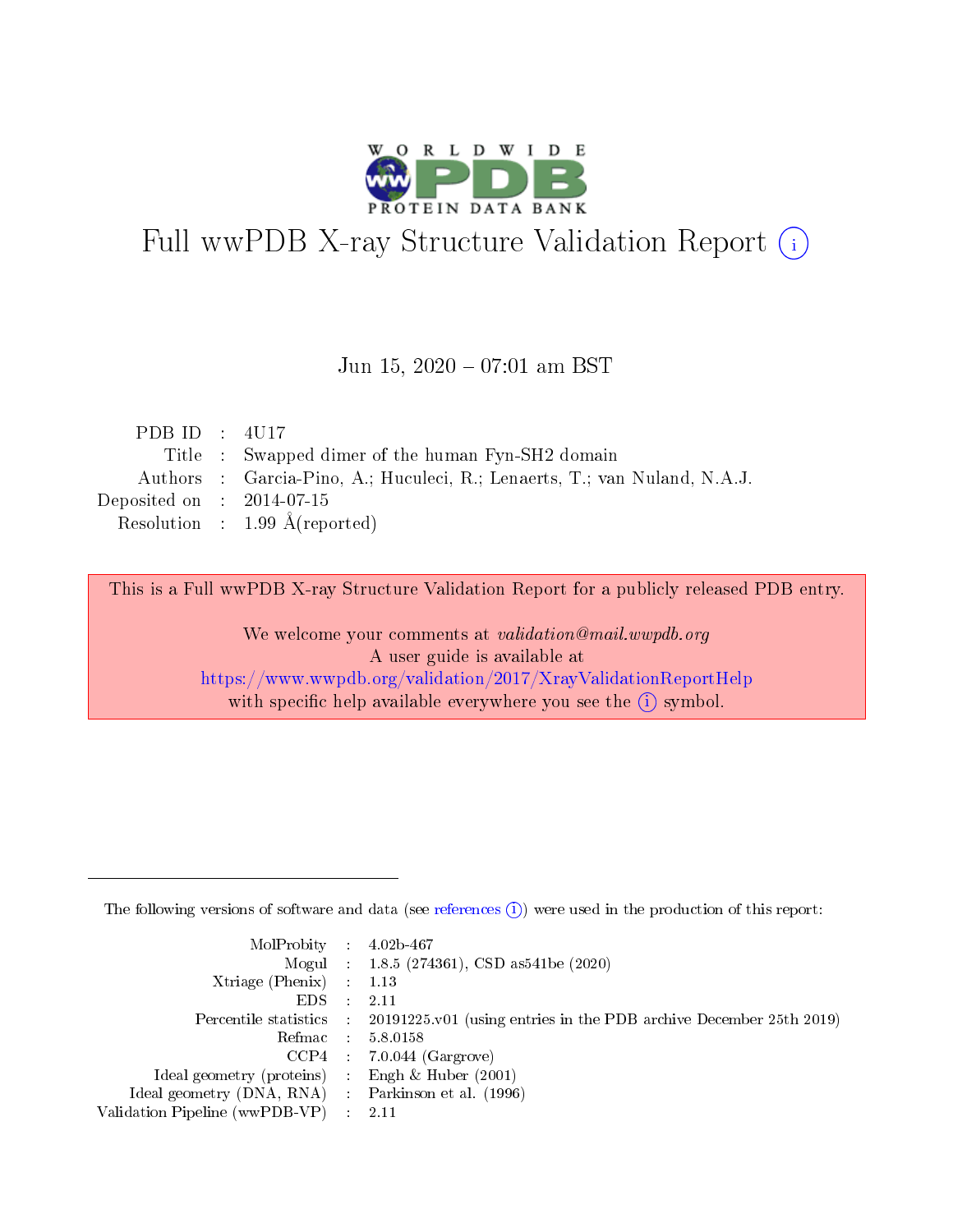# Full wwPDB X-ray Structure Validation Report (i)

Jun 15, 2020 – 07:01 am BST

| | | |
|---|---|---|
| PDB ID | : | 4U17 |
| Title | : | Swapped dimer of the human Fyn-SH2 domain |
| Authors | : | Garcia-Pino, A.; Huculeci, R.; Lenaerts, T.; van Nuland, N.A.J. |
| Deposited on | : | 2014-07-15 |
| Resolution | : | 1.99 Å(reported) |

This is a Full wwPDB X-ray Structure Validation Report for a publicly released PDB entry.

We welcome your comments at *validation@mail.wwpdb.org*
A user guide is available at
https://www.wwpdb.org/validation/2017/XrayValidationReportHelp
with specific help available everywhere you see the (i) symbol.

---

The following versions of software and data (see references (i)) were used in the production of this report:

| | | |
|---|---|---|
| MolProbity | : | 4.02b-467 |
| Mogul | : | 1.8.5 (274361), CSD as541be (2020) |
| Xtriage (Phenix) | : | 1.13 |
| EDS | : | 2.11 |
| Percentile statistics | : | 20191225.v01 (using entries in the PDB archive December 25th 2019) |
| Refmac | : | 5.8.0158 |
| CCP4 | : | 7.0.044 (Gargrove) |
| Ideal geometry (proteins) | : | Engh & Huber (2001) |
| Ideal geometry (DNA, RNA) | : | Parkinson et al. (1996) |
| Validation Pipeline (wwPDB-VP) | : | 2.11 |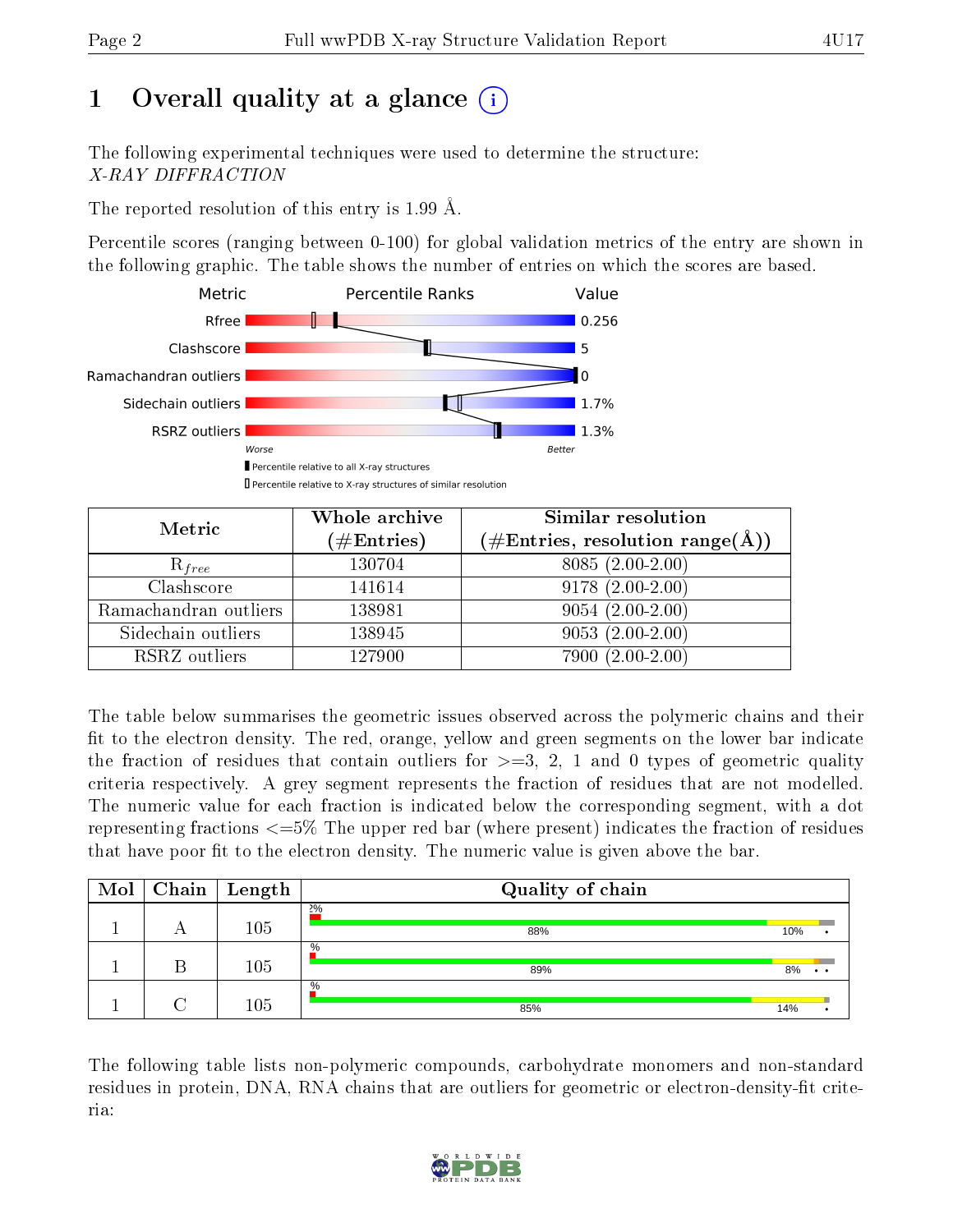# 1 Overall quality at a glance

The following experimental techniques were used to determine the structure:
*X-RAY DIFFRACTION*

The reported resolution of this entry is 1.99 Å.

Percentile scores (ranging between 0-100) for global validation metrics of the entry are shown in the following graphic. The table shows the number of entries on which the scores are based.

| Metric | Value |
|---|---|
| Rfree | 0.256 |
| Clashscore | 5 |
| Ramachandran outliers | 0 |
| Sidechain outliers | 1.7% |
| RSRZ outliers | 1.3% |

| Metric | Whole archive (#Entries) | Similar resolution (#Entries, resolution range(Å)) |
|---|---|---|
| $R_{free}$ | 130704 | 8085 (2.00-2.00) |
| Clashscore | 141614 | 9178 (2.00-2.00) |
| Ramachandran outliers | 138981 | 9054 (2.00-2.00) |
| Sidechain outliers | 138945 | 9053 (2.00-2.00) |
| RSRZ outliers | 127900 | 7900 (2.00-2.00) |

The table below summarises the geometric issues observed across the polymeric chains and their fit to the electron density. The red, orange, yellow and green segments on the lower bar indicate the fraction of residues that contain outliers for >=3, 2, 1 and 0 types of geometric quality criteria respectively. A grey segment represents the fraction of residues that are not modelled. The numeric value for each fraction is indicated below the corresponding segment, with a dot representing fractions <=5% The upper red bar (where present) indicates the fraction of residues that have poor fit to the electron density. The numeric value is given above the bar.

| Mol | Chain | Length | Quality of chain |
|---|---|---|---|
| 1 | A | 105 | 2%; 88%, 10%, • |
| 1 | B | 105 | %; 89%, 8%, • • |
| 1 | C | 105 | %; 85%, 14%, • |

The following table lists non-polymeric compounds, carbohydrate monomers and non-standard residues in protein, DNA, RNA chains that are outliers for geometric or electron-density-fit criteria: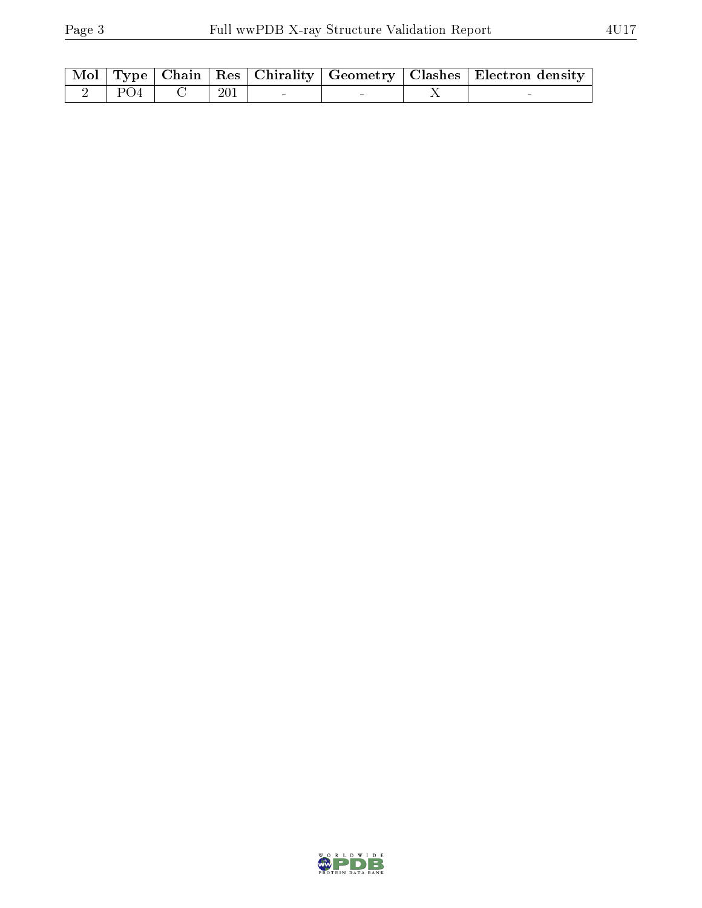| Mol | Type | Chain | Res | Chirality | Geometry | Clashes | Electron density |
|---|---|---|---|---|---|---|---|
| 2 | PO4 | C | 201 | - | - | X | - |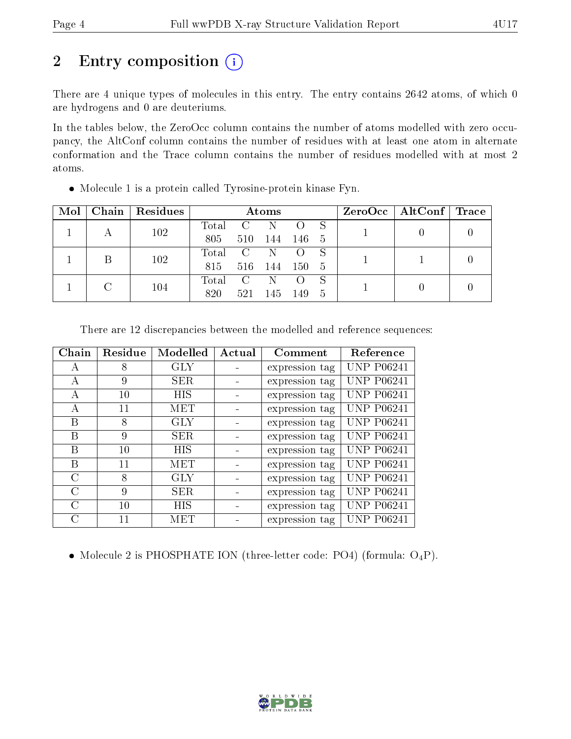# 2 Entry composition

There are 4 unique types of molecules in this entry. The entry contains 2642 atoms, of which 0 are hydrogens and 0 are deuteriums.

In the tables below, the ZeroOcc column contains the number of atoms modelled with zero occupancy, the AltConf column contains the number of residues with at least one atom in alternate conformation and the Trace column contains the number of residues modelled with at most 2 atoms.

- Molecule 1 is a protein called Tyrosine-protein kinase Fyn.

| Mol | Chain | Residues | Atoms | | | | | ZeroOcc | AltConf | Trace |
|---|---|---|---|---|---|---|---|---|---|---|
| 1 | A | 102 | Total<br>805 | C<br>510 | N<br>144 | O<br>146 | S<br>5 | 1 | 0 | 0 |
| 1 | B | 102 | Total<br>815 | C<br>516 | N<br>144 | O<br>150 | S<br>5 | 1 | 1 | 0 |
| 1 | C | 104 | Total<br>820 | C<br>521 | N<br>145 | O<br>149 | S<br>5 | 1 | 0 | 0 |

There are 12 discrepancies between the modelled and reference sequences:

| Chain | Residue | Modelled | Actual | Comment | Reference |
|---|---|---|---|---|---|
| A | 8 | GLY | - | expression tag | UNP P06241 |
| A | 9 | SER | - | expression tag | UNP P06241 |
| A | 10 | HIS | - | expression tag | UNP P06241 |
| A | 11 | MET | - | expression tag | UNP P06241 |
| B | 8 | GLY | - | expression tag | UNP P06241 |
| B | 9 | SER | - | expression tag | UNP P06241 |
| B | 10 | HIS | - | expression tag | UNP P06241 |
| B | 11 | MET | - | expression tag | UNP P06241 |
| C | 8 | GLY | - | expression tag | UNP P06241 |
| C | 9 | SER | - | expression tag | UNP P06241 |
| C | 10 | HIS | - | expression tag | UNP P06241 |
| C | 11 | MET | - | expression tag | UNP P06241 |

- Molecule 2 is PHOSPHATE ION (three-letter code: PO4) (formula: $O_4P$).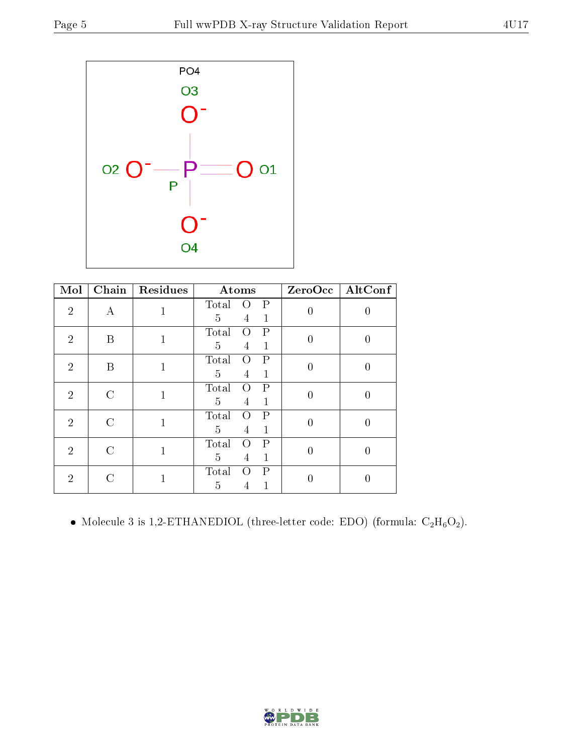| Mol | Chain | Residues | Atoms | | | ZeroOcc | AltConf |
|---|---|---|---|---|---|---|---|
| | | | Total | O | P | | |
| 2 | A | 1 | 5 | 4 | 1 | 0 | 0 |
| 2 | B | 1 | 5 | 4 | 1 | 0 | 0 |
| 2 | B | 1 | 5 | 4 | 1 | 0 | 0 |
| 2 | C | 1 | 5 | 4 | 1 | 0 | 0 |
| 2 | C | 1 | 5 | 4 | 1 | 0 | 0 |
| 2 | C | 1 | 5 | 4 | 1 | 0 | 0 |
| 2 | C | 1 | 5 | 4 | 1 | 0 | 0 |

- Molecule 3 is 1,2-ETHANEDIOL (three-letter code: EDO) (formula: $C_2H_6O_2$).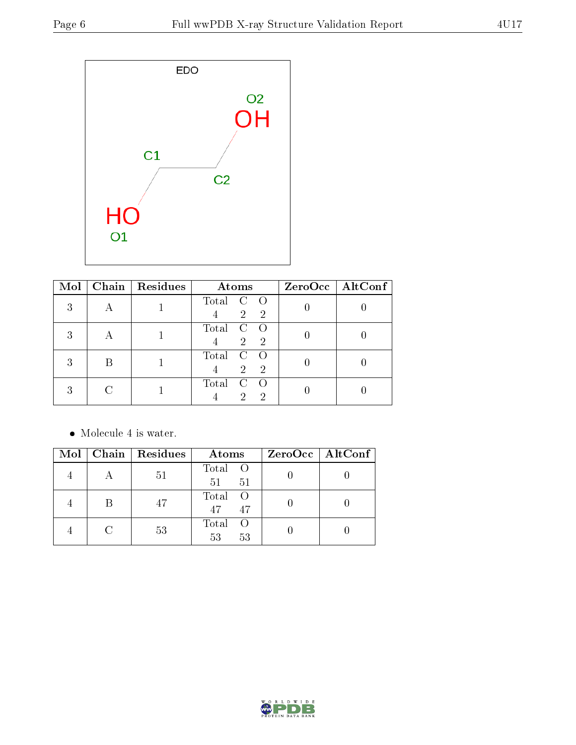EDO

O2
OH

C1

C2

HO
O1

| Mol | Chain | Residues | Atoms | | | ZeroOcc | AltConf |
|---|---|---|---|---|---|---|---|
| | | | Total | C | O | | |
| 3 | A | 1 | 4 | 2 | 2 | 0 | 0 |
| 3 | A | 1 | 4 | 2 | 2 | 0 | 0 |
| 3 | B | 1 | 4 | 2 | 2 | 0 | 0 |
| 3 | C | 1 | 4 | 2 | 2 | 0 | 0 |

- Molecule 4 is water.

| Mol | Chain | Residues | Atoms | | ZeroOcc | AltConf |
|---|---|---|---|---|---|---|
| | | | Total | O | | |
| 4 | A | 51 | 51 | 51 | 0 | 0 |
| 4 | B | 47 | 47 | 47 | 0 | 0 |
| 4 | C | 53 | 53 | 53 | 0 | 0 |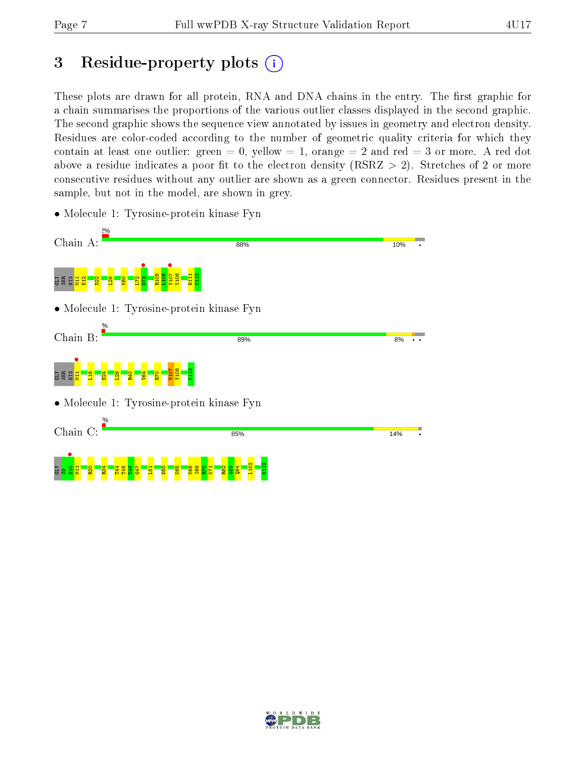# 3 Residue-property plots

These plots are drawn for all protein, RNA and DNA chains in the entry. The first graphic for a chain summarises the proportions of the various outlier classes displayed in the second graphic. The second graphic shows the sequence view annotated by issues in geometry and electron density. Residues are color-coded according to the number of geometric quality criteria for which they contain at least one outlier: green = 0, yellow = 1, orange = 2 and red = 3 or more. A red dot above a residue indicates a poor fit to the electron density (RSRZ > 2). Stretches of 2 or more consecutive residues without any outlier are shown as a green connector. Residues present in the sample, but not in the model, are shown in grey.

- Molecule 1: Tyrosine-protein kinase Fyn

Chain A: 2% | 88% | 10% | •

GLY SER HIS M11 E12 D22 L28 K60 L72 D73 R105 L106 V107 V108 H111 K112

- Molecule 1: Tyrosine-protein kinase Fyn

Chain B: % | 89% | 8% | • •

GLY SER HIS M11 L18 E24 L28 R40 V64 R70 V107 V108 K112

- Molecule 1: Tyrosine-protein kinase Fyn

Chain C: % | 85% | 14% | •

GLY S9 H10 M11 R20 R34 T44 T45 K46 G47 L51 D55 K65 K68 I69 R70 K71 R82 A83 Q84 L102 K112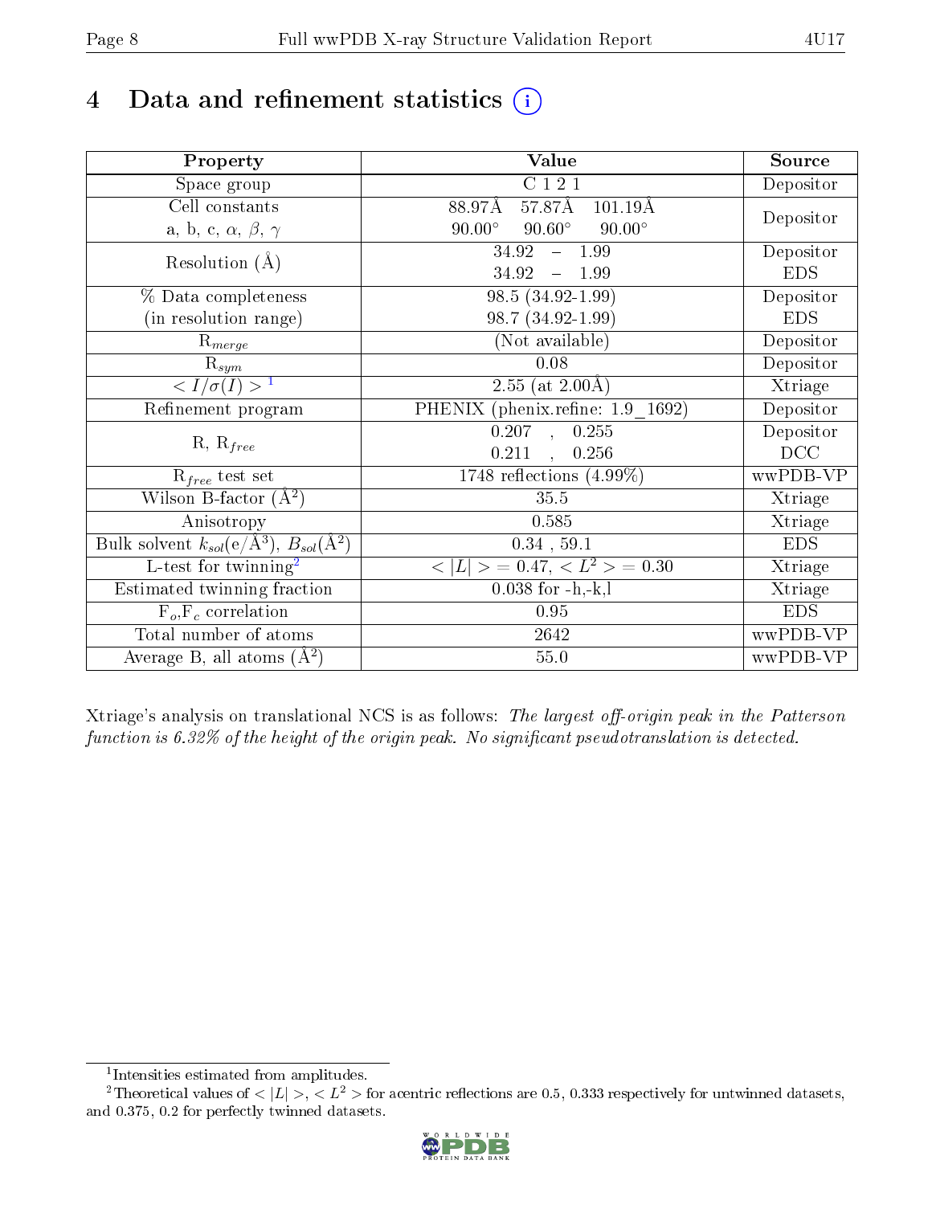# 4 Data and refinement statistics (i)

| Property | Value | Source |
|---|---|---|
| Space group | C 1 2 1 | Depositor |
| Cell constants<br>a, b, c, $\alpha$, $\beta$, $\gamma$ | 88.97Å 57.87Å 101.19Å<br>90.00° 90.60° 90.00° | Depositor |
| Resolution (Å) | 34.92 – 1.99<br>34.92 – 1.99 | Depositor<br>EDS |
| % Data completeness<br>(in resolution range) | 98.5 (34.92-1.99)<br>98.7 (34.92-1.99) | Depositor<br>EDS |
| $R_{merge}$ | (Not available) | Depositor |
| $R_{sym}$ | 0.08 | Depositor |
| $< I/\sigma(I) >$ [1] | 2.55 (at 2.00Å) | Xtriage |
| Refinement program | PHENIX (phenix.refine: 1.9_1692) | Depositor |
| R, $R_{free}$ | 0.207 , 0.255<br>0.211 , 0.256 | Depositor<br>DCC |
| $R_{free}$ test set | 1748 reflections (4.99%) | wwPDB-VP |
| Wilson B-factor (Å$^2$) | 35.5 | Xtriage |
| Anisotropy | 0.585 | Xtriage |
| Bulk solvent $k_{sol}$(e/Å$^3$), $B_{sol}$(Å$^2$) | 0.34 , 59.1 | EDS |
| L-test for twinning[2] | $< \|L\| > = 0.47$, $< L^2 > = 0.30$ | Xtriage |
| Estimated twinning fraction | 0.038 for -h,-k,l | Xtriage |
| $F_o$,$F_c$ correlation | 0.95 | EDS |
| Total number of atoms | 2642 | wwPDB-VP |
| Average B, all atoms (Å$^2$) | 55.0 | wwPDB-VP |

Xtriage's analysis on translational NCS is as follows: *The largest off-origin peak in the Patterson function is 6.32% of the height of the origin peak. No significant pseudotranslation is detected.*

[1] Intensities estimated from amplitudes.

[2] Theoretical values of $< |L| >$, $< L^2 >$ for acentric reflections are 0.5, 0.333 respectively for untwinned datasets, and 0.375, 0.2 for perfectly twinned datasets.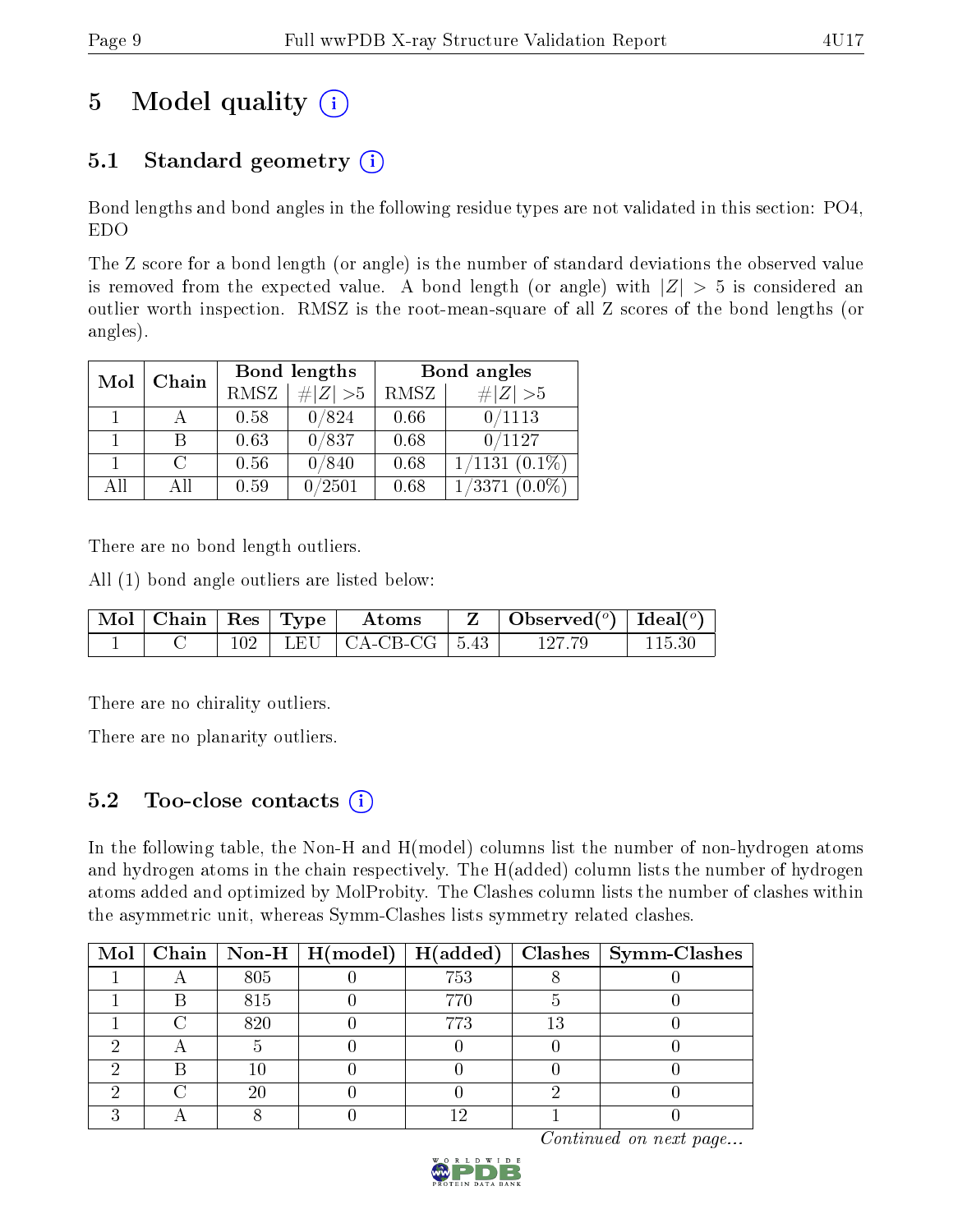# 5 Model quality

## 5.1 Standard geometry

Bond lengths and bond angles in the following residue types are not validated in this section: PO4, EDO

The Z score for a bond length (or angle) is the number of standard deviations the observed value is removed from the expected value. A bond length (or angle) with $|Z| > 5$ is considered an outlier worth inspection. RMSZ is the root-mean-square of all Z scores of the bond lengths (or angles).

| Mol | Chain | Bond lengths | | Bond angles | |
|---|---|---|---|---|---|
| | | RMSZ | #$\|Z\|$ >5 | RMSZ | #$\|Z\|$ >5 |
| 1 | A | 0.58 | 0/824 | 0.66 | 0/1113 |
| 1 | B | 0.63 | 0/837 | 0.68 | 0/1127 |
| 1 | C | 0.56 | 0/840 | 0.68 | 1/1131 (0.1%) |
| All | All | 0.59 | 0/2501 | 0.68 | 1/3371 (0.0%) |

There are no bond length outliers.

All (1) bond angle outliers are listed below:

| Mol | Chain | Res | Type | Atoms | Z | Observed($^o$) | Ideal($^o$) |
|---|---|---|---|---|---|---|---|
| 1 | C | 102 | LEU | CA-CB-CG | 5.43 | 127.79 | 115.30 |

There are no chirality outliers.

There are no planarity outliers.

## 5.2 Too-close contacts

In the following table, the Non-H and H(model) columns list the number of non-hydrogen atoms and hydrogen atoms in the chain respectively. The H(added) column lists the number of hydrogen atoms added and optimized by MolProbity. The Clashes column lists the number of clashes within the asymmetric unit, whereas Symm-Clashes lists symmetry related clashes.

| Mol | Chain | Non-H | H(model) | H(added) | Clashes | Symm-Clashes |
|---|---|---|---|---|---|---|
| 1 | A | 805 | 0 | 753 | 8 | 0 |
| 1 | B | 815 | 0 | 770 | 5 | 0 |
| 1 | C | 820 | 0 | 773 | 13 | 0 |
| 2 | A | 5 | 0 | 0 | 0 | 0 |
| 2 | B | 10 | 0 | 0 | 0 | 0 |
| 2 | C | 20 | 0 | 0 | 2 | 0 |
| 3 | A | 8 | 0 | 12 | 1 | 0 |

*Continued on next page...*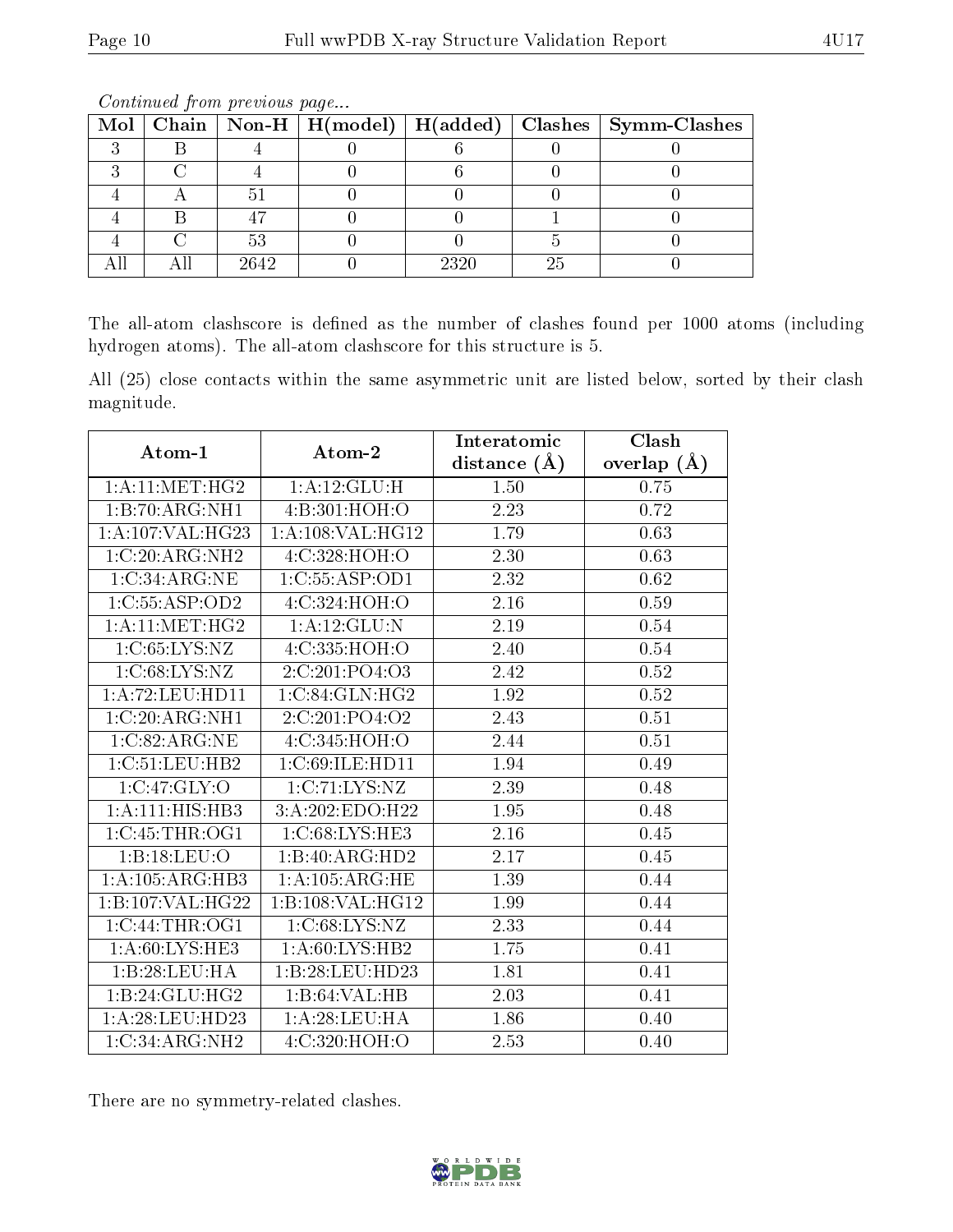*Continued from previous page...*

| Mol | Chain | Non-H | H(model) | H(added) | Clashes | Symm-Clashes |
|---|---|---|---|---|---|---|
| 3 | B | 4 | 0 | 6 | 0 | 0 |
| 3 | C | 4 | 0 | 6 | 0 | 0 |
| 4 | A | 51 | 0 | 0 | 0 | 0 |
| 4 | B | 47 | 0 | 0 | 1 | 0 |
| 4 | C | 53 | 0 | 0 | 5 | 0 |
| All | All | 2642 | 0 | 2320 | 25 | 0 |

The all-atom clashscore is defined as the number of clashes found per 1000 atoms (including hydrogen atoms). The all-atom clashscore for this structure is 5.

All (25) close contacts within the same asymmetric unit are listed below, sorted by their clash magnitude.

| Atom-1 | Atom-2 | Interatomic distance (Å) | Clash overlap (Å) |
|---|---|---|---|
| 1:A:11:MET:HG2 | 1:A:12:GLU:H | 1.50 | 0.75 |
| 1:B:70:ARG:NH1 | 4:B:301:HOH:O | 2.23 | 0.72 |
| 1:A:107:VAL:HG23 | 1:A:108:VAL:HG12 | 1.79 | 0.63 |
| 1:C:20:ARG:NH2 | 4:C:328:HOH:O | 2.30 | 0.63 |
| 1:C:34:ARG:NE | 1:C:55:ASP:OD1 | 2.32 | 0.62 |
| 1:C:55:ASP:OD2 | 4:C:324:HOH:O | 2.16 | 0.59 |
| 1:A:11:MET:HG2 | 1:A:12:GLU:N | 2.19 | 0.54 |
| 1:C:65:LYS:NZ | 4:C:335:HOH:O | 2.40 | 0.54 |
| 1:C:68:LYS:NZ | 2:C:201:PO4:O3 | 2.42 | 0.52 |
| 1:A:72:LEU:HD11 | 1:C:84:GLN:HG2 | 1.92 | 0.52 |
| 1:C:20:ARG:NH1 | 2:C:201:PO4:O2 | 2.43 | 0.51 |
| 1:C:82:ARG:NE | 4:C:345:HOH:O | 2.44 | 0.51 |
| 1:C:51:LEU:HB2 | 1:C:69:ILE:HD11 | 1.94 | 0.49 |
| 1:C:47:GLY:O | 1:C:71:LYS:NZ | 2.39 | 0.48 |
| 1:A:111:HIS:HB3 | 3:A:202:EDO:H22 | 1.95 | 0.48 |
| 1:C:45:THR:OG1 | 1:C:68:LYS:HE3 | 2.16 | 0.45 |
| 1:B:18:LEU:O | 1:B:40:ARG:HD2 | 2.17 | 0.45 |
| 1:A:105:ARG:HB3 | 1:A:105:ARG:HE | 1.39 | 0.44 |
| 1:B:107:VAL:HG22 | 1:B:108:VAL:HG12 | 1.99 | 0.44 |
| 1:C:44:THR:OG1 | 1:C:68:LYS:NZ | 2.33 | 0.44 |
| 1:A:60:LYS:HE3 | 1:A:60:LYS:HB2 | 1.75 | 0.41 |
| 1:B:28:LEU:HA | 1:B:28:LEU:HD23 | 1.81 | 0.41 |
| 1:B:24:GLU:HG2 | 1:B:64:VAL:HB | 2.03 | 0.41 |
| 1:A:28:LEU:HD23 | 1:A:28:LEU:HA | 1.86 | 0.40 |
| 1:C:34:ARG:NH2 | 4:C:320:HOH:O | 2.53 | 0.40 |

There are no symmetry-related clashes.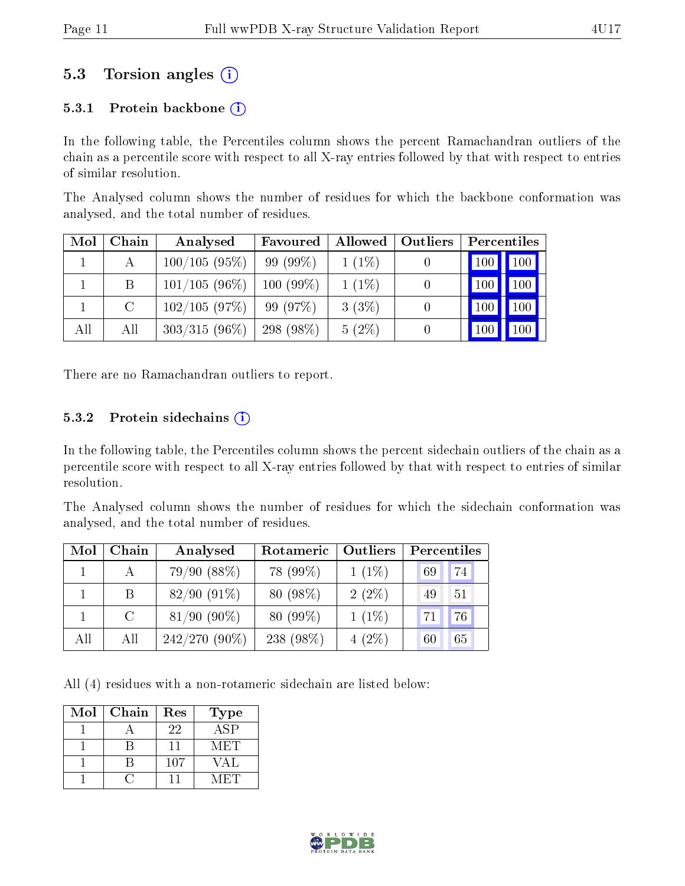## 5.3 Torsion angles

### 5.3.1 Protein backbone

In the following table, the Percentiles column shows the percent Ramachandran outliers of the chain as a percentile score with respect to all X-ray entries followed by that with respect to entries of similar resolution.

The Analysed column shows the number of residues for which the backbone conformation was analysed, and the total number of residues.

| Mol | Chain | Analysed | Favoured | Allowed | Outliers | Percentiles | |
|---|---|---|---|---|---|---|---|
| 1 | A | 100/105 (95%) | 99 (99%) | 1 (1%) | 0 | 100 | 100 |
| 1 | B | 101/105 (96%) | 100 (99%) | 1 (1%) | 0 | 100 | 100 |
| 1 | C | 102/105 (97%) | 99 (97%) | 3 (3%) | 0 | 100 | 100 |
| All | All | 303/315 (96%) | 298 (98%) | 5 (2%) | 0 | 100 | 100 |

There are no Ramachandran outliers to report.

### 5.3.2 Protein sidechains

In the following table, the Percentiles column shows the percent sidechain outliers of the chain as a percentile score with respect to all X-ray entries followed by that with respect to entries of similar resolution.

The Analysed column shows the number of residues for which the sidechain conformation was analysed, and the total number of residues.

| Mol | Chain | Analysed | Rotameric | Outliers | Percentiles | |
|---|---|---|---|---|---|---|
| 1 | A | 79/90 (88%) | 78 (99%) | 1 (1%) | 69 | 74 |
| 1 | B | 82/90 (91%) | 80 (98%) | 2 (2%) | 49 | 51 |
| 1 | C | 81/90 (90%) | 80 (99%) | 1 (1%) | 71 | 76 |
| All | All | 242/270 (90%) | 238 (98%) | 4 (2%) | 60 | 65 |

All (4) residues with a non-rotameric sidechain are listed below:

| Mol | Chain | Res | Type |
|---|---|---|---|
| 1 | A | 22 | ASP |
| 1 | B | 11 | MET |
| 1 | B | 107 | VAL |
| 1 | C | 11 | MET |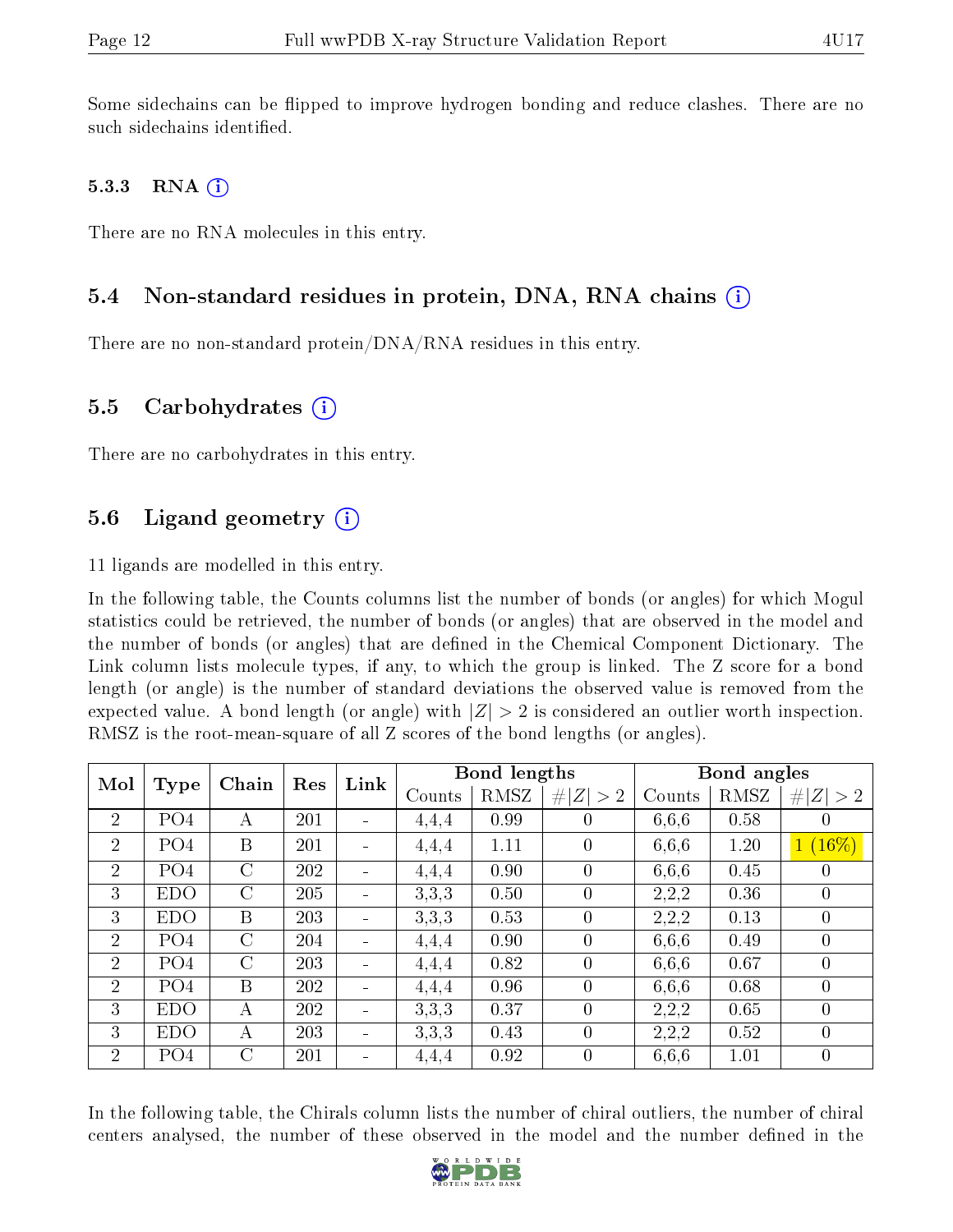Some sidechains can be flipped to improve hydrogen bonding and reduce clashes. There are no such sidechains identified.

### 5.3.3 RNA

There are no RNA molecules in this entry.

## 5.4 Non-standard residues in protein, DNA, RNA chains

There are no non-standard protein/DNA/RNA residues in this entry.

## 5.5 Carbohydrates

There are no carbohydrates in this entry.

## 5.6 Ligand geometry

11 ligands are modelled in this entry.

In the following table, the Counts columns list the number of bonds (or angles) for which Mogul statistics could be retrieved, the number of bonds (or angles) that are observed in the model and the number of bonds (or angles) that are defined in the Chemical Component Dictionary. The Link column lists molecule types, if any, to which the group is linked. The Z score for a bond length (or angle) is the number of standard deviations the observed value is removed from the expected value. A bond length (or angle) with $|Z| > 2$ is considered an outlier worth inspection. RMSZ is the root-mean-square of all Z scores of the bond lengths (or angles).

| Mol | Type | Chain | Res | Link | Bond lengths | | | Bond angles | | |
|---|---|---|---|---|---|---|---|---|---|---|
| | | | | | Counts | RMSZ | $\#\|Z\| > 2$ | Counts | RMSZ | $\#\|Z\| > 2$ |
| 2 | PO4 | A | 201 | - | 4,4,4 | 0.99 | 0 | 6,6,6 | 0.58 | 0 |
| 2 | PO4 | B | 201 | - | 4,4,4 | 1.11 | 0 | 6,6,6 | 1.20 | 1 (16%) |
| 2 | PO4 | C | 202 | - | 4,4,4 | 0.90 | 0 | 6,6,6 | 0.45 | 0 |
| 3 | EDO | C | 205 | - | 3,3,3 | 0.50 | 0 | 2,2,2 | 0.36 | 0 |
| 3 | EDO | B | 203 | - | 3,3,3 | 0.53 | 0 | 2,2,2 | 0.13 | 0 |
| 2 | PO4 | C | 204 | - | 4,4,4 | 0.90 | 0 | 6,6,6 | 0.49 | 0 |
| 2 | PO4 | C | 203 | - | 4,4,4 | 0.82 | 0 | 6,6,6 | 0.67 | 0 |
| 2 | PO4 | B | 202 | - | 4,4,4 | 0.96 | 0 | 6,6,6 | 0.68 | 0 |
| 3 | EDO | A | 202 | - | 3,3,3 | 0.37 | 0 | 2,2,2 | 0.65 | 0 |
| 3 | EDO | A | 203 | - | 3,3,3 | 0.43 | 0 | 2,2,2 | 0.52 | 0 |
| 2 | PO4 | C | 201 | - | 4,4,4 | 0.92 | 0 | 6,6,6 | 1.01 | 0 |

In the following table, the Chirals column lists the number of chiral outliers, the number of chiral centers analysed, the number of these observed in the model and the number defined in the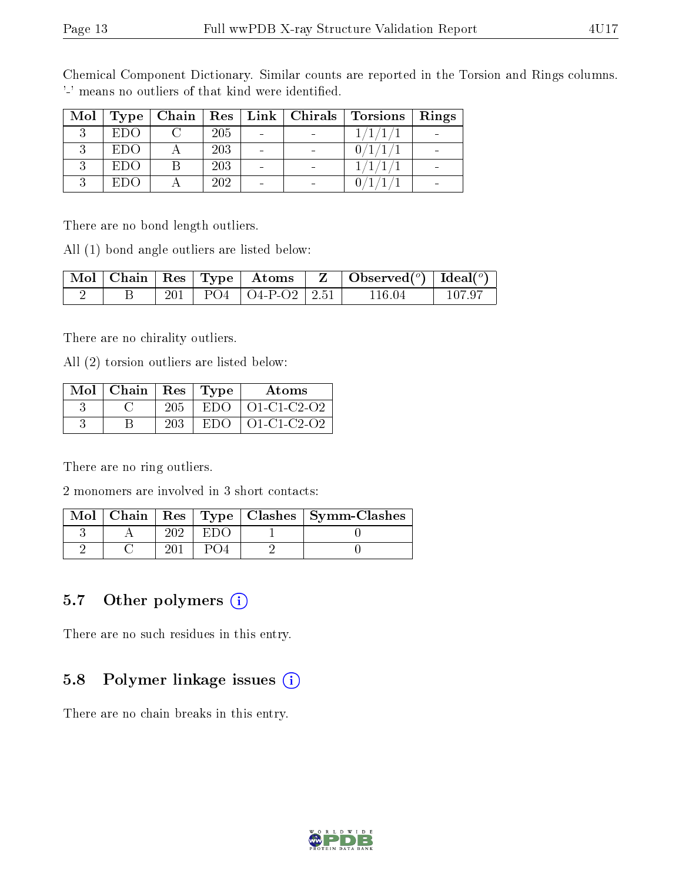Chemical Component Dictionary. Similar counts are reported in the Torsion and Rings columns. '-' means no outliers of that kind were identified.

| Mol | Type | Chain | Res | Link | Chirals | Torsions | Rings |
|---|---|---|---|---|---|---|---|
| 3 | EDO | C | 205 | - | - | 1/1/1/1 | - |
| 3 | EDO | A | 203 | - | - | 0/1/1/1 | - |
| 3 | EDO | B | 203 | - | - | 1/1/1/1 | - |
| 3 | EDO | A | 202 | - | - | 0/1/1/1 | - |

There are no bond length outliers.

All (1) bond angle outliers are listed below:

| Mol | Chain | Res | Type | Atoms | Z | Observed(°) | Ideal(°) |
|---|---|---|---|---|---|---|---|
| 2 | B | 201 | PO4 | O4-P-O2 | 2.51 | 116.04 | 107.97 |

There are no chirality outliers.

All (2) torsion outliers are listed below:

| Mol | Chain | Res | Type | Atoms |
|---|---|---|---|---|
| 3 | C | 205 | EDO | O1-C1-C2-O2 |
| 3 | B | 203 | EDO | O1-C1-C2-O2 |

There are no ring outliers.

2 monomers are involved in 3 short contacts:

| Mol | Chain | Res | Type | Clashes | Symm-Clashes |
|---|---|---|---|---|---|
| 3 | A | 202 | EDO | 1 | 0 |
| 2 | C | 201 | PO4 | 2 | 0 |

## 5.7 Other polymers

There are no such residues in this entry.

## 5.8 Polymer linkage issues

There are no chain breaks in this entry.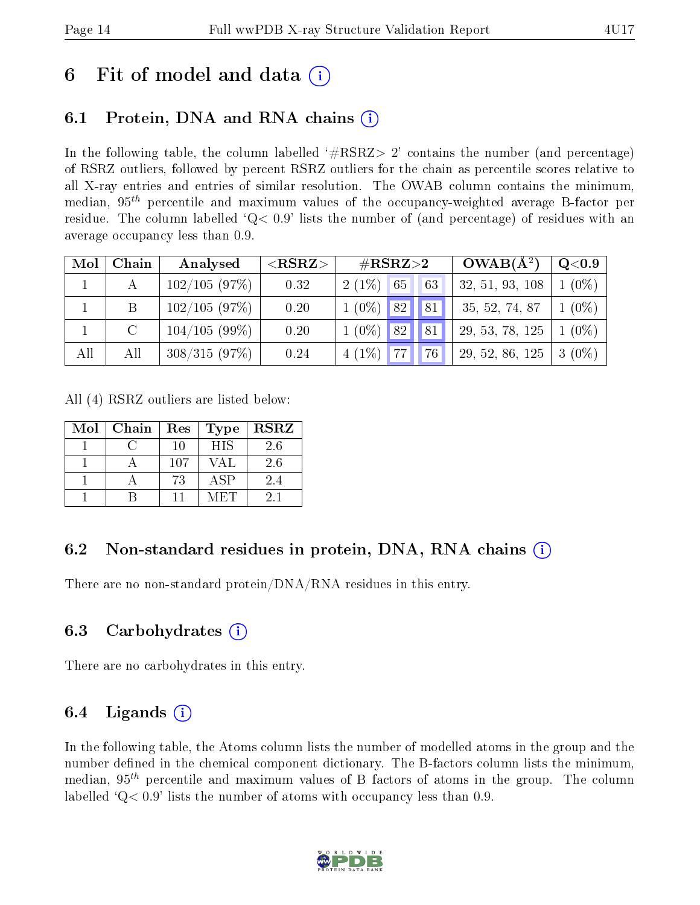# 6 Fit of model and data ⓘ

## 6.1 Protein, DNA and RNA chains ⓘ

In the following table, the column labelled '#RSRZ> 2' contains the number (and percentage) of RSRZ outliers, followed by percent RSRZ outliers for the chain as percentile scores relative to all X-ray entries and entries of similar resolution. The OWAB column contains the minimum, median, $95^{th}$ percentile and maximum values of the occupancy-weighted average B-factor per residue. The column labelled 'Q< 0.9' lists the number of (and percentage) of residues with an average occupancy less than 0.9.

| Mol | Chain | Analysed | <RSRZ> | #RSRZ>2 | | | OWAB(Å$^2$) | Q<0.9 |
|---|---|---|---|---|---|---|---|---|
| 1 | A | 102/105 (97%) | 0.32 | 2 (1%) | 65 | 63 | 32, 51, 93, 108 | 1 (0%) |
| 1 | B | 102/105 (97%) | 0.20 | 1 (0%) | 82 | 81 | 35, 52, 74, 87 | 1 (0%) |
| 1 | C | 104/105 (99%) | 0.20 | 1 (0%) | 82 | 81 | 29, 53, 78, 125 | 1 (0%) |
| All | All | 308/315 (97%) | 0.24 | 4 (1%) | 77 | 76 | 29, 52, 86, 125 | 3 (0%) |

All (4) RSRZ outliers are listed below:

| Mol | Chain | Res | Type | RSRZ |
|---|---|---|---|---|
| 1 | C | 10 | HIS | 2.6 |
| 1 | A | 107 | VAL | 2.6 |
| 1 | A | 73 | ASP | 2.4 |
| 1 | B | 11 | MET | 2.1 |

## 6.2 Non-standard residues in protein, DNA, RNA chains ⓘ

There are no non-standard protein/DNA/RNA residues in this entry.

## 6.3 Carbohydrates ⓘ

There are no carbohydrates in this entry.

## 6.4 Ligands ⓘ

In the following table, the Atoms column lists the number of modelled atoms in the group and the number defined in the chemical component dictionary. The B-factors column lists the minimum, median, $95^{th}$ percentile and maximum values of B factors of atoms in the group. The column labelled 'Q< 0.9' lists the number of atoms with occupancy less than 0.9.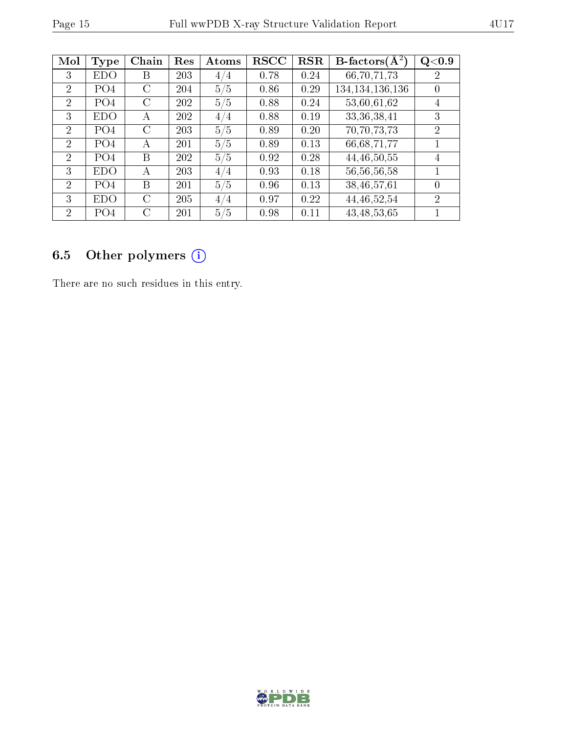| Mol | Type | Chain | Res | Atoms | RSCC | RSR | B-factors($Å^2$) | Q<0.9 |
|---|---|---|---|---|---|---|---|---|
| 3 | EDO | B | 203 | 4/4 | 0.78 | 0.24 | 66,70,71,73 | 2 |
| 2 | PO4 | C | 204 | 5/5 | 0.86 | 0.29 | 134,134,136,136 | 0 |
| 2 | PO4 | C | 202 | 5/5 | 0.88 | 0.24 | 53,60,61,62 | 4 |
| 3 | EDO | A | 202 | 4/4 | 0.88 | 0.19 | 33,36,38,41 | 3 |
| 2 | PO4 | C | 203 | 5/5 | 0.89 | 0.20 | 70,70,73,73 | 2 |
| 2 | PO4 | A | 201 | 5/5 | 0.89 | 0.13 | 66,68,71,77 | 1 |
| 2 | PO4 | B | 202 | 5/5 | 0.92 | 0.28 | 44,46,50,55 | 4 |
| 3 | EDO | A | 203 | 4/4 | 0.93 | 0.18 | 56,56,56,58 | 1 |
| 2 | PO4 | B | 201 | 5/5 | 0.96 | 0.13 | 38,46,57,61 | 0 |
| 3 | EDO | C | 205 | 4/4 | 0.97 | 0.22 | 44,46,52,54 | 2 |
| 2 | PO4 | C | 201 | 5/5 | 0.98 | 0.11 | 43,48,53,65 | 1 |

### 6.5 Other polymers

There are no such residues in this entry.